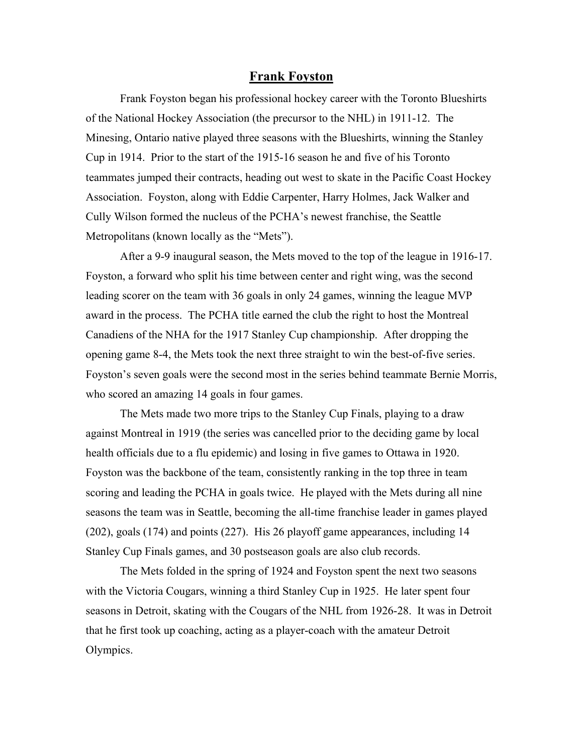# Frank Foyston

Frank Foyston began his professional hockey career with the Toronto Blueshirts of the National Hockey Association (the precursor to the NHL) in 1911-12. The Minesing, Ontario native played three seasons with the Blueshirts, winning the Stanley Cup in 1914. Prior to the start of the 1915-16 season he and five of his Toronto teammates jumped their contracts, heading out west to skate in the Pacific Coast Hockey Association. Foyston, along with Eddie Carpenter, Harry Holmes, Jack Walker and Cully Wilson formed the nucleus of the PCHA's newest franchise, the Seattle Metropolitans (known locally as the "Mets").

After a 9-9 inaugural season, the Mets moved to the top of the league in 1916-17. Foyston, a forward who split his time between center and right wing, was the second leading scorer on the team with 36 goals in only 24 games, winning the league MVP award in the process. The PCHA title earned the club the right to host the Montreal Canadiens of the NHA for the 1917 Stanley Cup championship. After dropping the opening game 8-4, the Mets took the next three straight to win the best-of-five series. Foyston's seven goals were the second most in the series behind teammate Bernie Morris, who scored an amazing 14 goals in four games.

The Mets made two more trips to the Stanley Cup Finals, playing to a draw against Montreal in 1919 (the series was cancelled prior to the deciding game by local health officials due to a flu epidemic) and losing in five games to Ottawa in 1920. Foyston was the backbone of the team, consistently ranking in the top three in team scoring and leading the PCHA in goals twice. He played with the Mets during all nine seasons the team was in Seattle, becoming the all-time franchise leader in games played (202), goals (174) and points (227). His 26 playoff game appearances, including 14 Stanley Cup Finals games, and 30 postseason goals are also club records.

The Mets folded in the spring of 1924 and Foyston spent the next two seasons with the Victoria Cougars, winning a third Stanley Cup in 1925. He later spent four seasons in Detroit, skating with the Cougars of the NHL from 1926-28. It was in Detroit that he first took up coaching, acting as a player-coach with the amateur Detroit Olympics.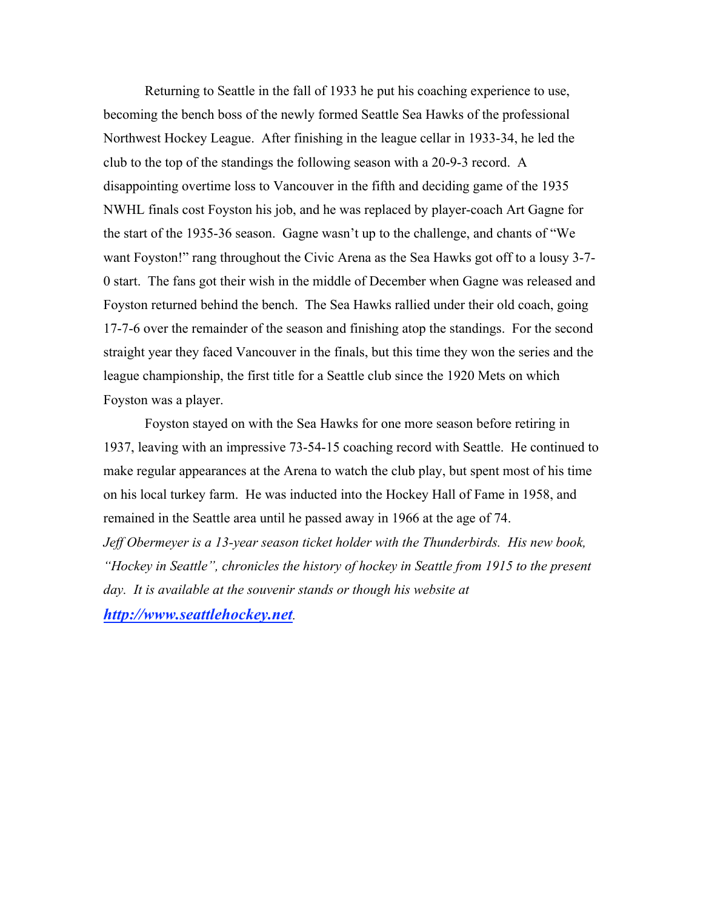Returning to Seattle in the fall of 1933 he put his coaching experience to use, becoming the bench boss of the newly formed Seattle Sea Hawks of the professional Northwest Hockey League. After finishing in the league cellar in 1933-34, he led the club to the top of the standings the following season with a 20-9-3 record. A disappointing overtime loss to Vancouver in the fifth and deciding game of the 1935 NWHL finals cost Foyston his job, and he was replaced by player-coach Art Gagne for the start of the 1935-36 season. Gagne wasn't up to the challenge, and chants of "We want Foyston!" rang throughout the Civic Arena as the Sea Hawks got off to a lousy 3-7-0 start. The fans got their wish in the middle of December when Gagne was released and Foyston returned behind the bench. The Sea Hawks rallied under their old coach, going 17-7-6 over the remainder of the season and finishing atop the standings. For the second straight year they faced Vancouver in the finals, but this time they won the series and the league championship, the first title for a Seattle club since the 1920 Mets on which Foyston was a player.

Foyston stayed on with the Sea Hawks for one more season before retiring in 1937, leaving with an impressive 73-54-15 coaching record with Seattle. He continued to make regular appearances at the Arena to watch the club play, but spent most of his time on his local turkey farm. He was inducted into the Hockey Hall of Fame in 1958, and remained in the Seattle area until he passed away in 1966 at the age of 74.

*Jeff Obermeyer is a 13-year season ticket holder with the Thunderbirds. His new book, "Hockey in Seattle", chronicles the history of hockey in Seattle from 1915 to the present day. It is available at the souvenir stands or though his website at* ***[http://www.seattlehockey.net](http://www.seattlehockey.net)****.*